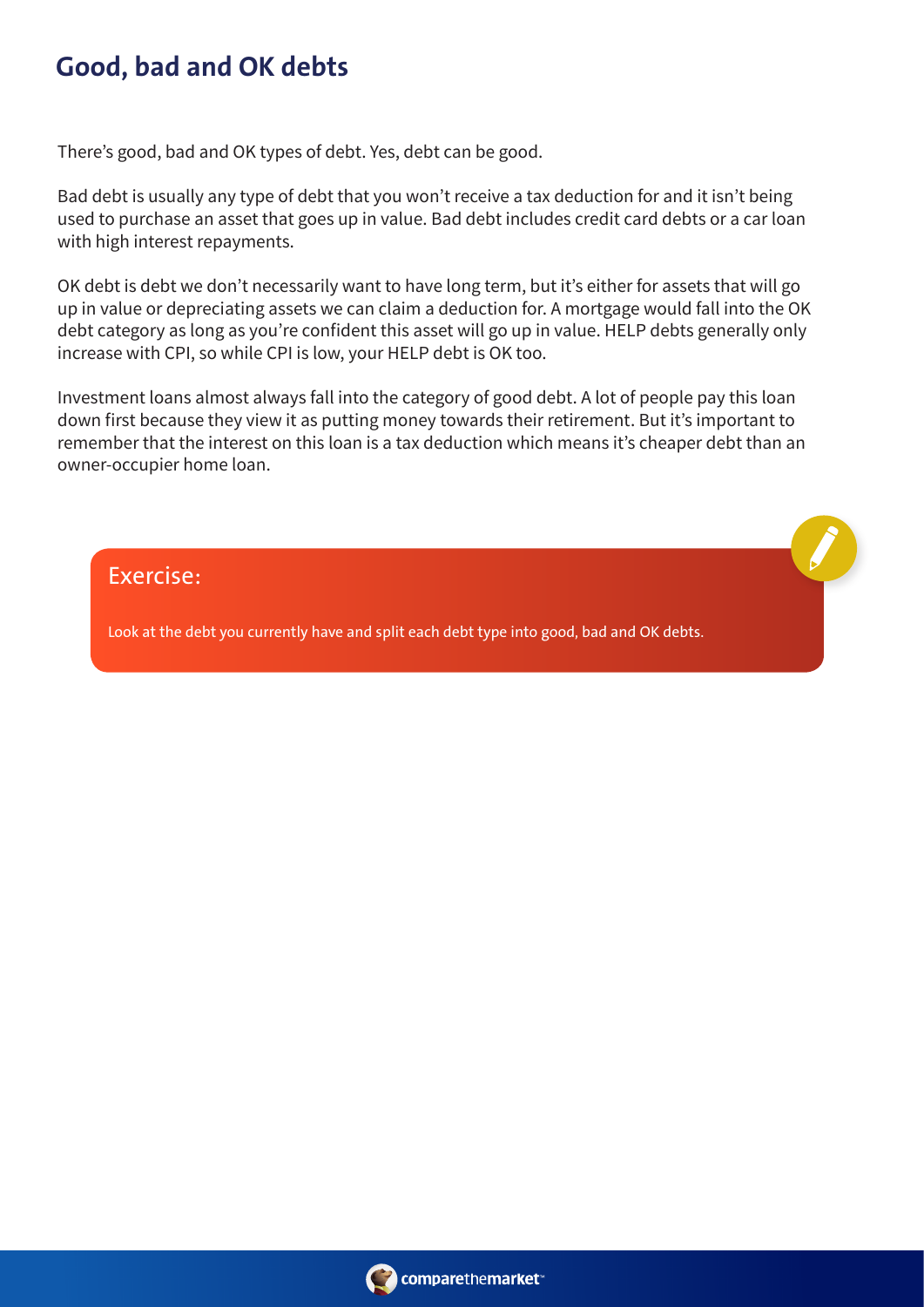# Good, bad and OK debts

There's good, bad and OK types of debt. Yes, debt can be good.

Bad debt is usually any type of debt that you won't receive a tax deduction for and it isn't being used to purchase an asset that goes up in value. Bad debt includes credit card debts or a car loan with high interest repayments.

OK debt is debt we don't necessarily want to have long term, but it's either for assets that will go up in value or depreciating assets we can claim a deduction for. A mortgage would fall into the OK debt category as long as you're confident this asset will go up in value. HELP debts generally only increase with CPI, so while CPI is low, your HELP debt is OK too.

Investment loans almost always fall into the category of good debt. A lot of people pay this loan down first because they view it as putting money towards their retirement. But it's important to remember that the interest on this loan is a tax deduction which means it's cheaper debt than an owner-occupier home loan.

## Exercise:

Look at the debt you currently have and split each debt type into good, bad and OK debts.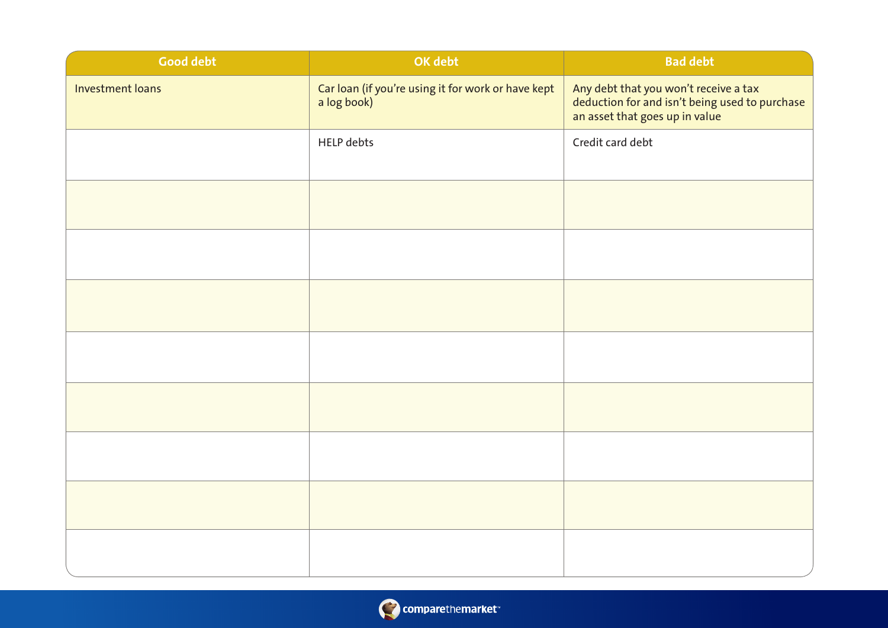| Good debt | OK debt | Bad debt |
|---|---|---|
| Investment loans | Car loan (if you're using it for work or have kept a log book) | Any debt that you won't receive a tax deduction for and isn't being used to purchase an asset that goes up in value |
| | HELP debts | Credit card debt |
| | | |
| | | |
| | | |
| | | |
| | | |
| | | |
| | | |
| | | |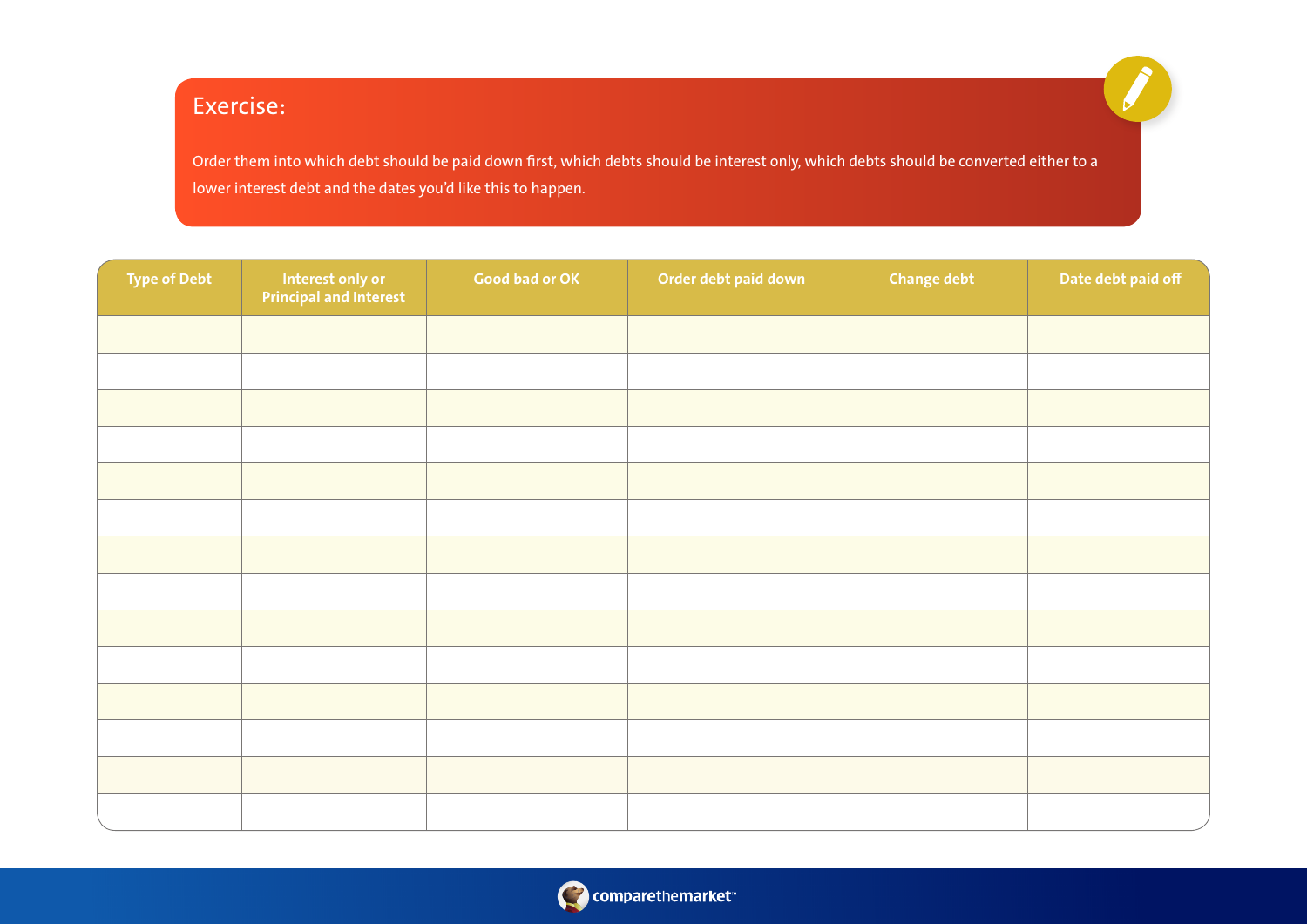## Exercise:

Order them into which debt should be paid down first, which debts should be interest only, which debts should be converted either to a lower interest debt and the dates you'd like this to happen.

| Type of Debt | Interest only or Principal and Interest | Good bad or OK | Order debt paid down | Change debt | Date debt paid off |
|---|---|---|---|---|---|
| | | | | | |
| | | | | | |
| | | | | | |
| | | | | | |
| | | | | | |
| | | | | | |
| | | | | | |
| | | | | | |
| | | | | | |
| | | | | | |
| | | | | | |
| | | | | | |
| | | | | | |
| | | | | | |